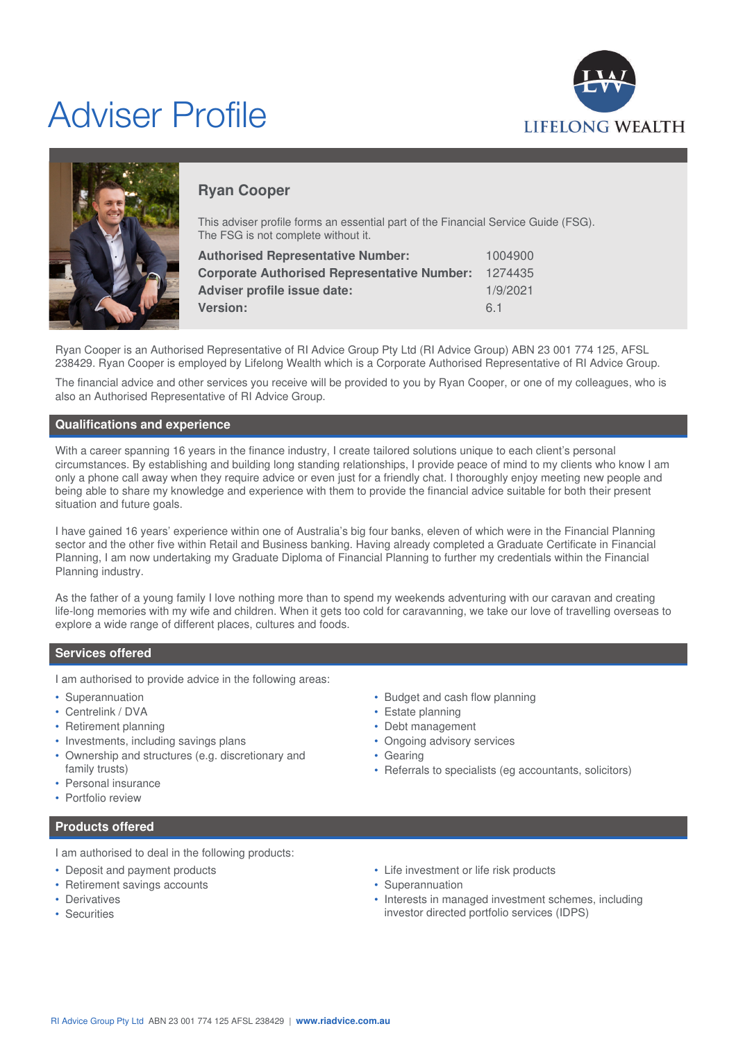# Adviser Profile

LIFELONG WEALTH

## Ryan Cooper

This adviser profile forms an essential part of the Financial Service Guide (FSG). The FSG is not complete without it.

| | |
|---|---|
| **Authorised Representative Number:** | 1004900 |
| **Corporate Authorised Representative Number:** | 1274435 |
| **Adviser profile issue date:** | 1/9/2021 |
| **Version:** | 6.1 |

Ryan Cooper is an Authorised Representative of RI Advice Group Pty Ltd (RI Advice Group) ABN 23 001 774 125, AFSL 238429. Ryan Cooper is employed by Lifelong Wealth which is a Corporate Authorised Representative of RI Advice Group.

The financial advice and other services you receive will be provided to you by Ryan Cooper, or one of my colleagues, who is also an Authorised Representative of RI Advice Group.

## Qualifications and experience

With a career spanning 16 years in the finance industry, I create tailored solutions unique to each client's personal circumstances. By establishing and building long standing relationships, I provide peace of mind to my clients who know I am only a phone call away when they require advice or even just for a friendly chat. I thoroughly enjoy meeting new people and being able to share my knowledge and experience with them to provide the financial advice suitable for both their present situation and future goals.

I have gained 16 years' experience within one of Australia's big four banks, eleven of which were in the Financial Planning sector and the other five within Retail and Business banking. Having already completed a Graduate Certificate in Financial Planning, I am now undertaking my Graduate Diploma of Financial Planning to further my credentials within the Financial Planning industry.

As the father of a young family I love nothing more than to spend my weekends adventuring with our caravan and creating life-long memories with my wife and children. When it gets too cold for caravanning, we take our love of travelling overseas to explore a wide range of different places, cultures and foods.

## Services offered

I am authorised to provide advice in the following areas:

- Superannuation
- Centrelink / DVA
- Retirement planning
- Investments, including savings plans
- Ownership and structures (e.g. discretionary and family trusts)
- Personal insurance
- Portfolio review
- Budget and cash flow planning
- Estate planning
- Debt management
- Ongoing advisory services
- Gearing
- Referrals to specialists (eg accountants, solicitors)

## Products offered

I am authorised to deal in the following products:

- Deposit and payment products
- Retirement savings accounts
- Derivatives
- Securities
- Life investment or life risk products
- Superannuation
- Interests in managed investment schemes, including investor directed portfolio services (IDPS)

RI Advice Group Pty Ltd ABN 23 001 774 125 AFSL 238429 | **www.riadvice.com.au**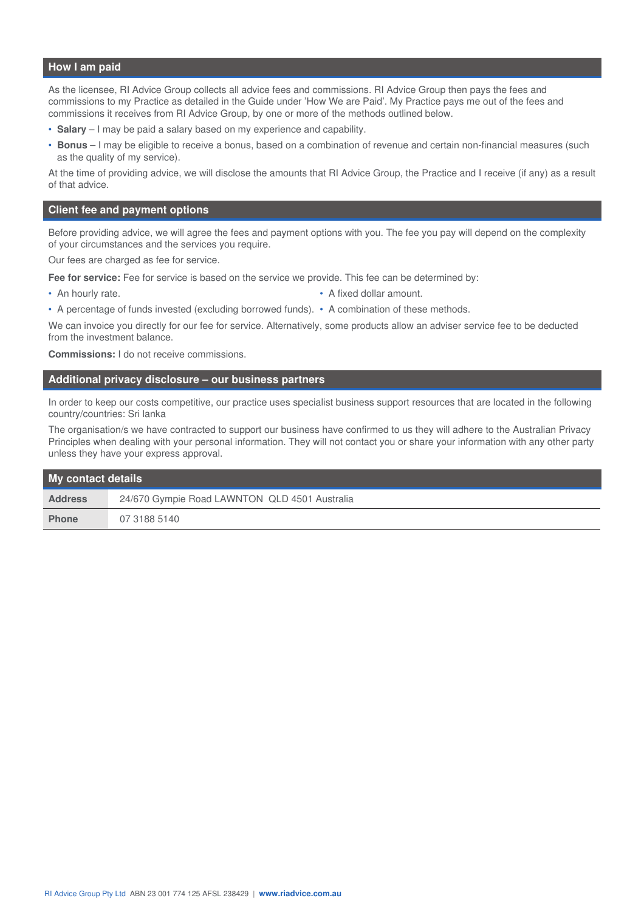## How I am paid

As the licensee, RI Advice Group collects all advice fees and commissions. RI Advice Group then pays the fees and commissions to my Practice as detailed in the Guide under 'How We are Paid'. My Practice pays me out of the fees and commissions it receives from RI Advice Group, by one or more of the methods outlined below.

- **Salary** – I may be paid a salary based on my experience and capability.
- **Bonus** – I may be eligible to receive a bonus, based on a combination of revenue and certain non-financial measures (such as the quality of my service).

At the time of providing advice, we will disclose the amounts that RI Advice Group, the Practice and I receive (if any) as a result of that advice.

## Client fee and payment options

Before providing advice, we will agree the fees and payment options with you. The fee you pay will depend on the complexity of your circumstances and the services you require.

Our fees are charged as fee for service.

**Fee for service:** Fee for service is based on the service we provide. This fee can be determined by:

- An hourly rate.
- A percentage of funds invested (excluding borrowed funds).
- A fixed dollar amount.
- A combination of these methods.

We can invoice you directly for our fee for service. Alternatively, some products allow an adviser service fee to be deducted from the investment balance.

**Commissions:** I do not receive commissions.

## Additional privacy disclosure – our business partners

In order to keep our costs competitive, our practice uses specialist business support resources that are located in the following country/countries: Sri lanka

The organisation/s we have contracted to support our business have confirmed to us they will adhere to the Australian Privacy Principles when dealing with your personal information. They will not contact you or share your information with any other party unless they have your express approval.

## My contact details

| | |
|---|---|
| **Address** | 24/670 Gympie Road LAWNTON QLD 4501 Australia |
| **Phone** | 07 3188 5140 |

RI Advice Group Pty Ltd ABN 23 001 774 125 AFSL 238429 | **www.riadvice.com.au**